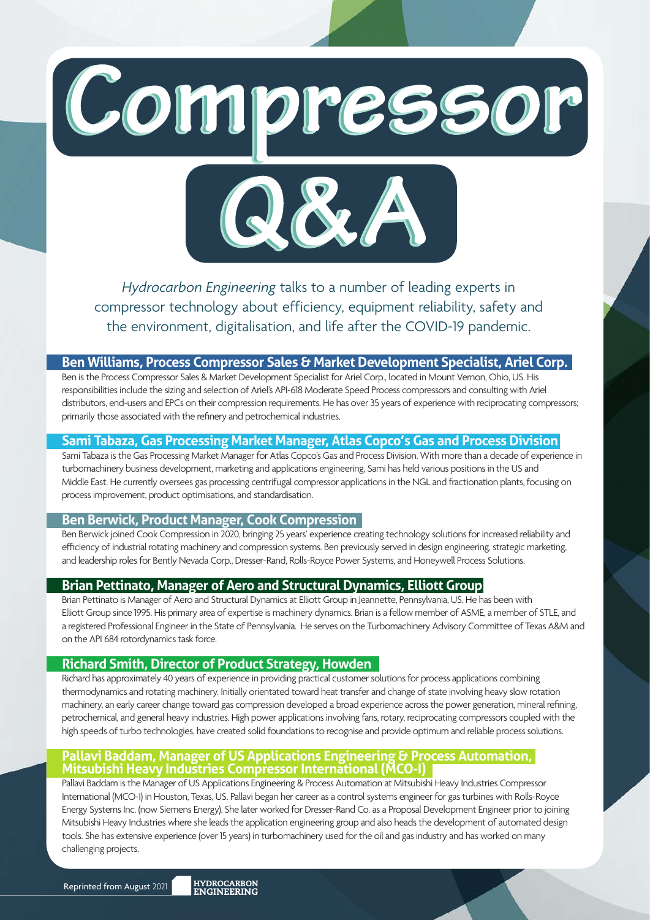# Compressor Q&A

*Hydrocarbon Engineering* talks to a number of leading experts in compressor technology about efficiency, equipment reliability, safety and the environment, digitalisation, and life after the COVID-19 pandemic.

### Ben Williams, Process Compressor Sales & Market Development Specialist, Ariel Corp.

Ben is the Process Compressor Sales & Market Development Specialist for Ariel Corp., located in Mount Vernon, Ohio, US. His responsibilities include the sizing and selection of Ariel's API-618 Moderate Speed Process compressors and consulting with Ariel distributors, end-users and EPCs on their compression requirements. He has over 35 years of experience with reciprocating compressors; primarily those associated with the refinery and petrochemical industries.

### Sami Tabaza, Gas Processing Market Manager, Atlas Copco's Gas and Process Division

Sami Tabaza is the Gas Processing Market Manager for Atlas Copco's Gas and Process Division. With more than a decade of experience in turbomachinery business development, marketing and applications engineering, Sami has held various positions in the US and Middle East. He currently oversees gas processing centrifugal compressor applications in the NGL and fractionation plants, focusing on process improvement, product optimisations, and standardisation.

### Ben Berwick, Product Manager, Cook Compression

Ben Berwick joined Cook Compression in 2020, bringing 25 years' experience creating technology solutions for increased reliability and efficiency of industrial rotating machinery and compression systems. Ben previously served in design engineering, strategic marketing, and leadership roles for Bently Nevada Corp., Dresser-Rand, Rolls-Royce Power Systems, and Honeywell Process Solutions.

### Brian Pettinato, Manager of Aero and Structural Dynamics, Elliott Group

Brian Pettinato is Manager of Aero and Structural Dynamics at Elliott Group in Jeannette, Pennsylvania, US. He has been with Elliott Group since 1995. His primary area of expertise is machinery dynamics. Brian is a fellow member of ASME, a member of STLE, and a registered Professional Engineer in the State of Pennsylvania. He serves on the Turbomachinery Advisory Committee of Texas A&M and on the API 684 rotordynamics task force.

### Richard Smith, Director of Product Strategy, Howden

Richard has approximately 40 years of experience in providing practical customer solutions for process applications combining thermodynamics and rotating machinery. Initially orientated toward heat transfer and change of state involving heavy slow rotation machinery, an early career change toward gas compression developed a broad experience across the power generation, mineral refining, petrochemical, and general heavy industries. High power applications involving fans, rotary, reciprocating compressors coupled with the high speeds of turbo technologies, have created solid foundations to recognise and provide optimum and reliable process solutions.

### Pallavi Baddam, Manager of US Applications Engineering & Process Automation, Mitsubishi Heavy Industries Compressor International (MCO-I)

Pallavi Baddam is the Manager of US Applications Engineering & Process Automation at Mitsubishi Heavy Industries Compressor International (MCO-I) in Houston, Texas, US. Pallavi began her career as a control systems engineer for gas turbines with Rolls-Royce Energy Systems Inc. (now Siemens Energy). She later worked for Dresser-Rand Co. as a Proposal Development Engineer prior to joining Mitsubishi Heavy Industries where she leads the application engineering group and also heads the development of automated design tools. She has extensive experience (over 15 years) in turbomachinery used for the oil and gas industry and has worked on many challenging projects.

Reprinted from August 2021 HYDROCARBON ENGINEERING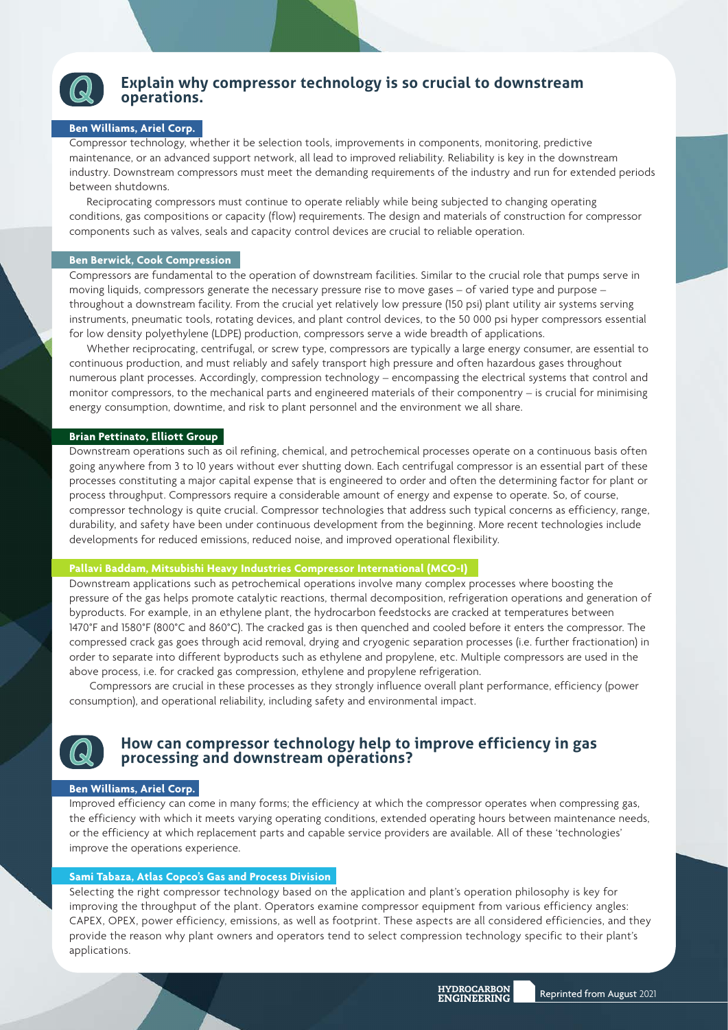## Explain why compressor technology is so crucial to downstream operations.

**Ben Williams, Ariel Corp.**

Compressor technology, whether it be selection tools, improvements in components, monitoring, predictive maintenance, or an advanced support network, all lead to improved reliability. Reliability is key in the downstream industry. Downstream compressors must meet the demanding requirements of the industry and run for extended periods between shutdowns.

Reciprocating compressors must continue to operate reliably while being subjected to changing operating conditions, gas compositions or capacity (flow) requirements. The design and materials of construction for compressor components such as valves, seals and capacity control devices are crucial to reliable operation.

**Ben Berwick, Cook Compression**

Compressors are fundamental to the operation of downstream facilities. Similar to the crucial role that pumps serve in moving liquids, compressors generate the necessary pressure rise to move gases – of varied type and purpose – throughout a downstream facility. From the crucial yet relatively low pressure (150 psi) plant utility air systems serving instruments, pneumatic tools, rotating devices, and plant control devices, to the 50 000 psi hyper compressors essential for low density polyethylene (LDPE) production, compressors serve a wide breadth of applications.

Whether reciprocating, centrifugal, or screw type, compressors are typically a large energy consumer, are essential to continuous production, and must reliably and safely transport high pressure and often hazardous gases throughout numerous plant processes. Accordingly, compression technology – encompassing the electrical systems that control and monitor compressors, to the mechanical parts and engineered materials of their componentry – is crucial for minimising energy consumption, downtime, and risk to plant personnel and the environment we all share.

**Brian Pettinato, Elliott Group**

Downstream operations such as oil refining, chemical, and petrochemical processes operate on a continuous basis often going anywhere from 3 to 10 years without ever shutting down. Each centrifugal compressor is an essential part of these processes constituting a major capital expense that is engineered to order and often the determining factor for plant or process throughput. Compressors require a considerable amount of energy and expense to operate. So, of course, compressor technology is quite crucial. Compressor technologies that address such typical concerns as efficiency, range, durability, and safety have been under continuous development from the beginning. More recent technologies include developments for reduced emissions, reduced noise, and improved operational flexibility.

**Pallavi Baddam, Mitsubishi Heavy Industries Compressor International (MCO-I)**

Downstream applications such as petrochemical operations involve many complex processes where boosting the pressure of the gas helps promote catalytic reactions, thermal decomposition, refrigeration operations and generation of byproducts. For example, in an ethylene plant, the hydrocarbon feedstocks are cracked at temperatures between 1470°F and 1580°F (800°C and 860°C). The cracked gas is then quenched and cooled before it enters the compressor. The compressed crack gas goes through acid removal, drying and cryogenic separation processes (i.e. further fractionation) in order to separate into different byproducts such as ethylene and propylene, etc. Multiple compressors are used in the above process, i.e. for cracked gas compression, ethylene and propylene refrigeration.

Compressors are crucial in these processes as they strongly influence overall plant performance, efficiency (power consumption), and operational reliability, including safety and environmental impact.

## How can compressor technology help to improve efficiency in gas processing and downstream operations?

**Ben Williams, Ariel Corp.**

Improved efficiency can come in many forms; the efficiency at which the compressor operates when compressing gas, the efficiency with which it meets varying operating conditions, extended operating hours between maintenance needs, or the efficiency at which replacement parts and capable service providers are available. All of these 'technologies' improve the operations experience.

**Sami Tabaza, Atlas Copco's Gas and Process Division**

Selecting the right compressor technology based on the application and plant's operation philosophy is key for improving the throughput of the plant. Operators examine compressor equipment from various efficiency angles: CAPEX, OPEX, power efficiency, emissions, as well as footprint. These aspects are all considered efficiencies, and they provide the reason why plant owners and operators tend to select compression technology specific to their plant's applications.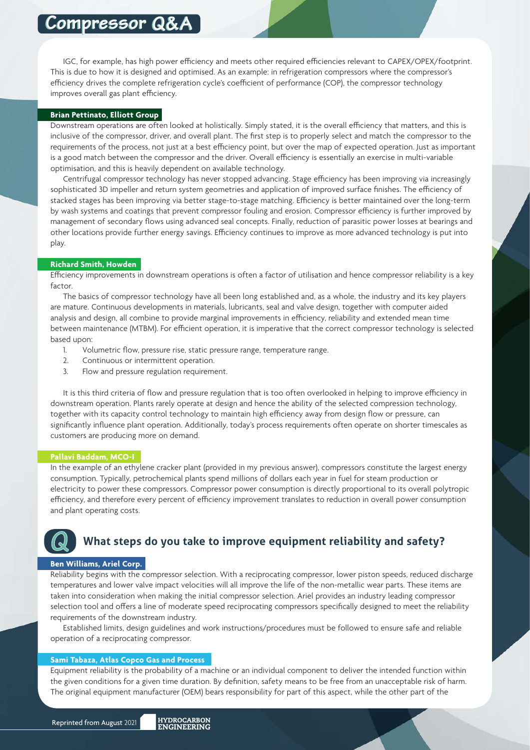IGC, for example, has high power efficiency and meets other required efficiencies relevant to CAPEX/OPEX/footprint. This is due to how it is designed and optimised. As an example: in refrigeration compressors where the compressor's efficiency drives the complete refrigeration cycle's coefficient of performance (COP), the compressor technology improves overall gas plant efficiency.

**Brian Pettinato, Elliott Group**

Downstream operations are often looked at holistically. Simply stated, it is the overall efficiency that matters, and this is inclusive of the compressor, driver, and overall plant. The first step is to properly select and match the compressor to the requirements of the process, not just at a best efficiency point, but over the map of expected operation. Just as important is a good match between the compressor and the driver. Overall efficiency is essentially an exercise in multi-variable optimisation, and this is heavily dependent on available technology.

Centrifugal compressor technology has never stopped advancing. Stage efficiency has been improving via increasingly sophisticated 3D impeller and return system geometries and application of improved surface finishes. The efficiency of stacked stages has been improving via better stage-to-stage matching. Efficiency is better maintained over the long-term by wash systems and coatings that prevent compressor fouling and erosion. Compressor efficiency is further improved by management of secondary flows using advanced seal concepts. Finally, reduction of parasitic power losses at bearings and other locations provide further energy savings. Efficiency continues to improve as more advanced technology is put into play.

**Richard Smith, Howden**

Efficiency improvements in downstream operations is often a factor of utilisation and hence compressor reliability is a key factor.

The basics of compressor technology have all been long established and, as a whole, the industry and its key players are mature. Continuous developments in materials, lubricants, seal and valve design, together with computer aided analysis and design, all combine to provide marginal improvements in efficiency, reliability and extended mean time between maintenance (MTBM). For efficient operation, it is imperative that the correct compressor technology is selected based upon:

1. Volumetric flow, pressure rise, static pressure range, temperature range.
2. Continuous or intermittent operation.
3. Flow and pressure regulation requirement.

It is this third criteria of flow and pressure regulation that is too often overlooked in helping to improve efficiency in downstream operation. Plants rarely operate at design and hence the ability of the selected compression technology, together with its capacity control technology to maintain high efficiency away from design flow or pressure, can significantly influence plant operation. Additionally, today's process requirements often operate on shorter timescales as customers are producing more on demand.

**Pallavi Baddam, MCO-I**

In the example of an ethylene cracker plant (provided in my previous answer), compressors constitute the largest energy consumption. Typically, petrochemical plants spend millions of dollars each year in fuel for steam production or electricity to power these compressors. Compressor power consumption is directly proportional to its overall polytropic efficiency, and therefore every percent of efficiency improvement translates to reduction in overall power consumption and plant operating costs.

## Q: What steps do you take to improve equipment reliability and safety?

**Ben Williams, Ariel Corp.**

Reliability begins with the compressor selection. With a reciprocating compressor, lower piston speeds, reduced discharge temperatures and lower valve impact velocities will all improve the life of the non-metallic wear parts. These items are taken into consideration when making the initial compressor selection. Ariel provides an industry leading compressor selection tool and offers a line of moderate speed reciprocating compressors specifically designed to meet the reliability requirements of the downstream industry.

Established limits, design guidelines and work instructions/procedures must be followed to ensure safe and reliable operation of a reciprocating compressor.

**Sami Tabaza, Atlas Copco Gas and Process**

Equipment reliability is the probability of a machine or an individual component to deliver the intended function within the given conditions for a given time duration. By definition, safety means to be free from an unacceptable risk of harm. The original equipment manufacturer (OEM) bears responsibility for part of this aspect, while the other part of the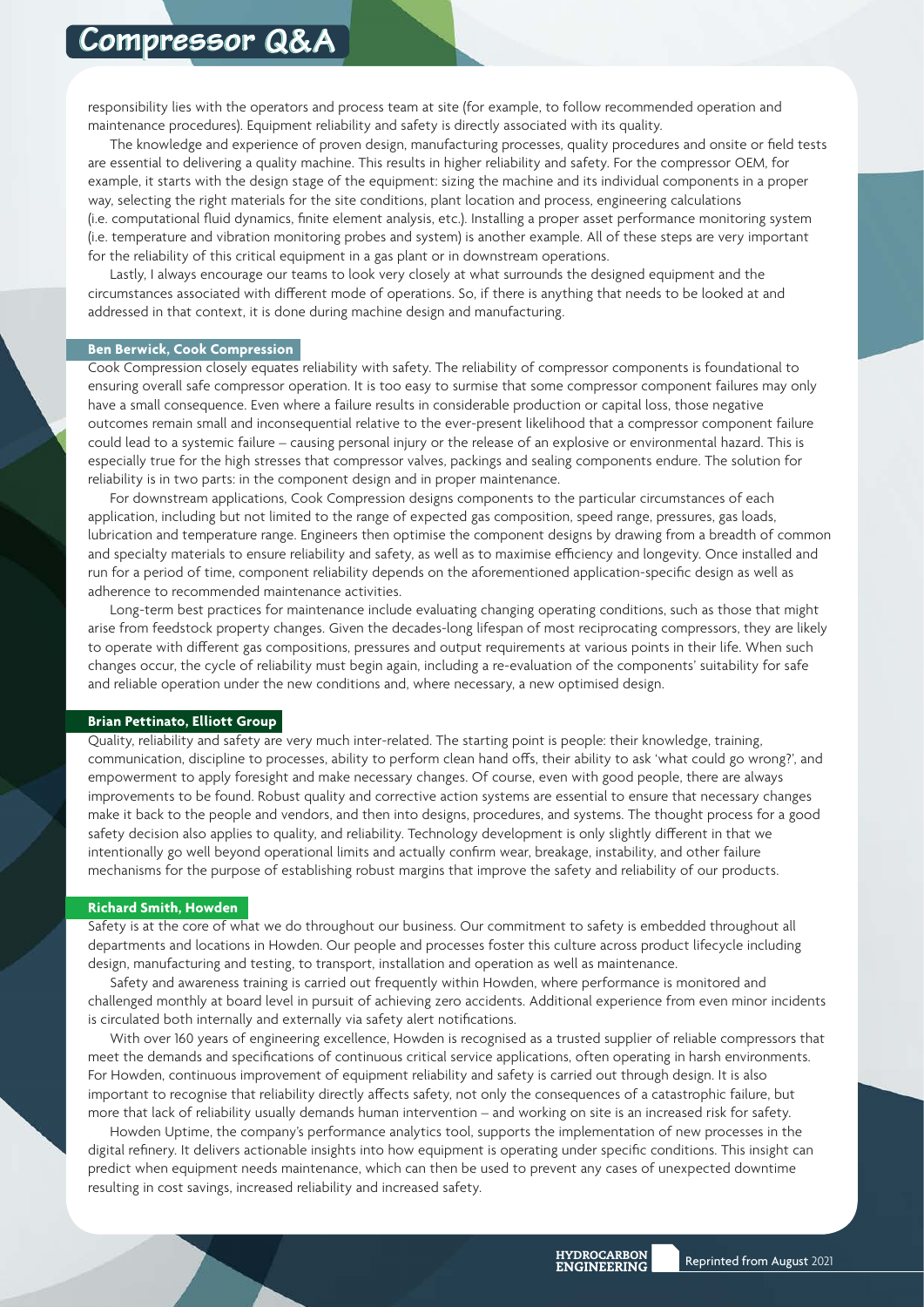responsibility lies with the operators and process team at site (for example, to follow recommended operation and maintenance procedures). Equipment reliability and safety is directly associated with its quality.

The knowledge and experience of proven design, manufacturing processes, quality procedures and onsite or field tests are essential to delivering a quality machine. This results in higher reliability and safety. For the compressor OEM, for example, it starts with the design stage of the equipment: sizing the machine and its individual components in a proper way, selecting the right materials for the site conditions, plant location and process, engineering calculations (i.e. computational fluid dynamics, finite element analysis, etc.). Installing a proper asset performance monitoring system (i.e. temperature and vibration monitoring probes and system) is another example. All of these steps are very important for the reliability of this critical equipment in a gas plant or in downstream operations.

Lastly, I always encourage our teams to look very closely at what surrounds the designed equipment and the circumstances associated with different mode of operations. So, if there is anything that needs to be looked at and addressed in that context, it is done during machine design and manufacturing.

### Ben Berwick, Cook Compression

Cook Compression closely equates reliability with safety. The reliability of compressor components is foundational to ensuring overall safe compressor operation. It is too easy to surmise that some compressor component failures may only have a small consequence. Even where a failure results in considerable production or capital loss, those negative outcomes remain small and inconsequential relative to the ever-present likelihood that a compressor component failure could lead to a systemic failure – causing personal injury or the release of an explosive or environmental hazard. This is especially true for the high stresses that compressor valves, packings and sealing components endure. The solution for reliability is in two parts: in the component design and in proper maintenance.

For downstream applications, Cook Compression designs components to the particular circumstances of each application, including but not limited to the range of expected gas composition, speed range, pressures, gas loads, lubrication and temperature range. Engineers then optimise the component designs by drawing from a breadth of common and specialty materials to ensure reliability and safety, as well as to maximise efficiency and longevity. Once installed and run for a period of time, component reliability depends on the aforementioned application-specific design as well as adherence to recommended maintenance activities.

Long-term best practices for maintenance include evaluating changing operating conditions, such as those that might arise from feedstock property changes. Given the decades-long lifespan of most reciprocating compressors, they are likely to operate with different gas compositions, pressures and output requirements at various points in their life. When such changes occur, the cycle of reliability must begin again, including a re-evaluation of the components' suitability for safe and reliable operation under the new conditions and, where necessary, a new optimised design.

### Brian Pettinato, Elliott Group

Quality, reliability and safety are very much inter-related. The starting point is people: their knowledge, training, communication, discipline to processes, ability to perform clean hand offs, their ability to ask 'what could go wrong?', and empowerment to apply foresight and make necessary changes. Of course, even with good people, there are always improvements to be found. Robust quality and corrective action systems are essential to ensure that necessary changes make it back to the people and vendors, and then into designs, procedures, and systems. The thought process for a good safety decision also applies to quality, and reliability. Technology development is only slightly different in that we intentionally go well beyond operational limits and actually confirm wear, breakage, instability, and other failure mechanisms for the purpose of establishing robust margins that improve the safety and reliability of our products.

### Richard Smith, Howden

Safety is at the core of what we do throughout our business. Our commitment to safety is embedded throughout all departments and locations in Howden. Our people and processes foster this culture across product lifecycle including design, manufacturing and testing, to transport, installation and operation as well as maintenance.

Safety and awareness training is carried out frequently within Howden, where performance is monitored and challenged monthly at board level in pursuit of achieving zero accidents. Additional experience from even minor incidents is circulated both internally and externally via safety alert notifications.

With over 160 years of engineering excellence, Howden is recognised as a trusted supplier of reliable compressors that meet the demands and specifications of continuous critical service applications, often operating in harsh environments. For Howden, continuous improvement of equipment reliability and safety is carried out through design. It is also important to recognise that reliability directly affects safety, not only the consequences of a catastrophic failure, but more that lack of reliability usually demands human intervention – and working on site is an increased risk for safety.

Howden Uptime, the company's performance analytics tool, supports the implementation of new processes in the digital refinery. It delivers actionable insights into how equipment is operating under specific conditions. This insight can predict when equipment needs maintenance, which can then be used to prevent any cases of unexpected downtime resulting in cost savings, increased reliability and increased safety.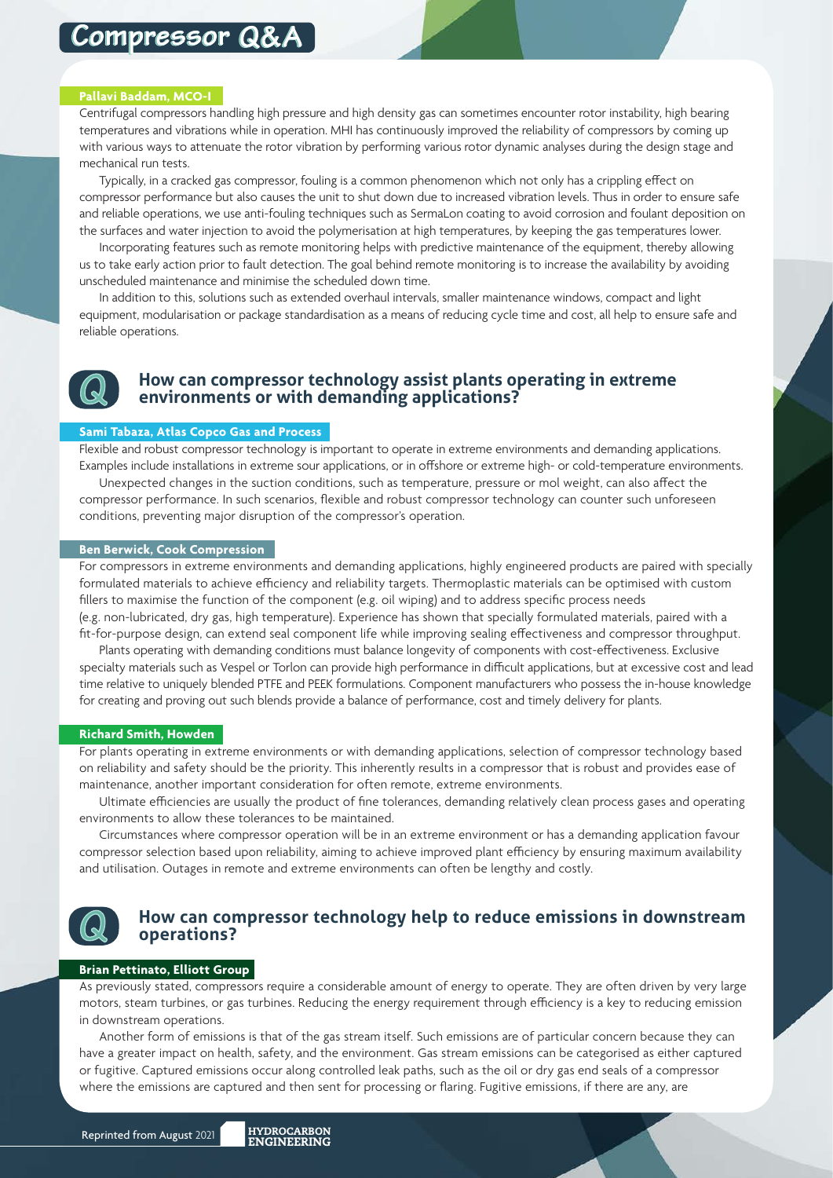**Pallavi Baddam, MCO-I**

Centrifugal compressors handling high pressure and high density gas can sometimes encounter rotor instability, high bearing temperatures and vibrations while in operation. MHI has continuously improved the reliability of compressors by coming up with various ways to attenuate the rotor vibration by performing various rotor dynamic analyses during the design stage and mechanical run tests.

Typically, in a cracked gas compressor, fouling is a common phenomenon which not only has a crippling effect on compressor performance but also causes the unit to shut down due to increased vibration levels. Thus in order to ensure safe and reliable operations, we use anti-fouling techniques such as SermaLon coating to avoid corrosion and foulant deposition on the surfaces and water injection to avoid the polymerisation at high temperatures, by keeping the gas temperatures lower.

Incorporating features such as remote monitoring helps with predictive maintenance of the equipment, thereby allowing us to take early action prior to fault detection. The goal behind remote monitoring is to increase the availability by avoiding unscheduled maintenance and minimise the scheduled down time.

In addition to this, solutions such as extended overhaul intervals, smaller maintenance windows, compact and light equipment, modularisation or package standardisation as a means of reducing cycle time and cost, all help to ensure safe and reliable operations.

## How can compressor technology assist plants operating in extreme environments or with demanding applications?

**Sami Tabaza, Atlas Copco Gas and Process**

Flexible and robust compressor technology is important to operate in extreme environments and demanding applications. Examples include installations in extreme sour applications, or in offshore or extreme high- or cold-temperature environments.

Unexpected changes in the suction conditions, such as temperature, pressure or mol weight, can also affect the compressor performance. In such scenarios, flexible and robust compressor technology can counter such unforeseen conditions, preventing major disruption of the compressor's operation.

**Ben Berwick, Cook Compression**

For compressors in extreme environments and demanding applications, highly engineered products are paired with specially formulated materials to achieve efficiency and reliability targets. Thermoplastic materials can be optimised with custom fillers to maximise the function of the component (e.g. oil wiping) and to address specific process needs (e.g. non-lubricated, dry gas, high temperature). Experience has shown that specially formulated materials, paired with a fit-for-purpose design, can extend seal component life while improving sealing effectiveness and compressor throughput.

Plants operating with demanding conditions must balance longevity of components with cost-effectiveness. Exclusive specialty materials such as Vespel or Torlon can provide high performance in difficult applications, but at excessive cost and lead time relative to uniquely blended PTFE and PEEK formulations. Component manufacturers who possess the in-house knowledge for creating and proving out such blends provide a balance of performance, cost and timely delivery for plants.

**Richard Smith, Howden**

For plants operating in extreme environments or with demanding applications, selection of compressor technology based on reliability and safety should be the priority. This inherently results in a compressor that is robust and provides ease of maintenance, another important consideration for often remote, extreme environments.

Ultimate efficiencies are usually the product of fine tolerances, demanding relatively clean process gases and operating environments to allow these tolerances to be maintained.

Circumstances where compressor operation will be in an extreme environment or has a demanding application favour compressor selection based upon reliability, aiming to achieve improved plant efficiency by ensuring maximum availability and utilisation. Outages in remote and extreme environments can often be lengthy and costly.

## How can compressor technology help to reduce emissions in downstream operations?

**Brian Pettinato, Elliott Group**

As previously stated, compressors require a considerable amount of energy to operate. They are often driven by very large motors, steam turbines, or gas turbines. Reducing the energy requirement through efficiency is a key to reducing emission in downstream operations.

Another form of emissions is that of the gas stream itself. Such emissions are of particular concern because they can have a greater impact on health, safety, and the environment. Gas stream emissions can be categorised as either captured or fugitive. Captured emissions occur along controlled leak paths, such as the oil or dry gas end seals of a compressor where the emissions are captured and then sent for processing or flaring. Fugitive emissions, if there are any, are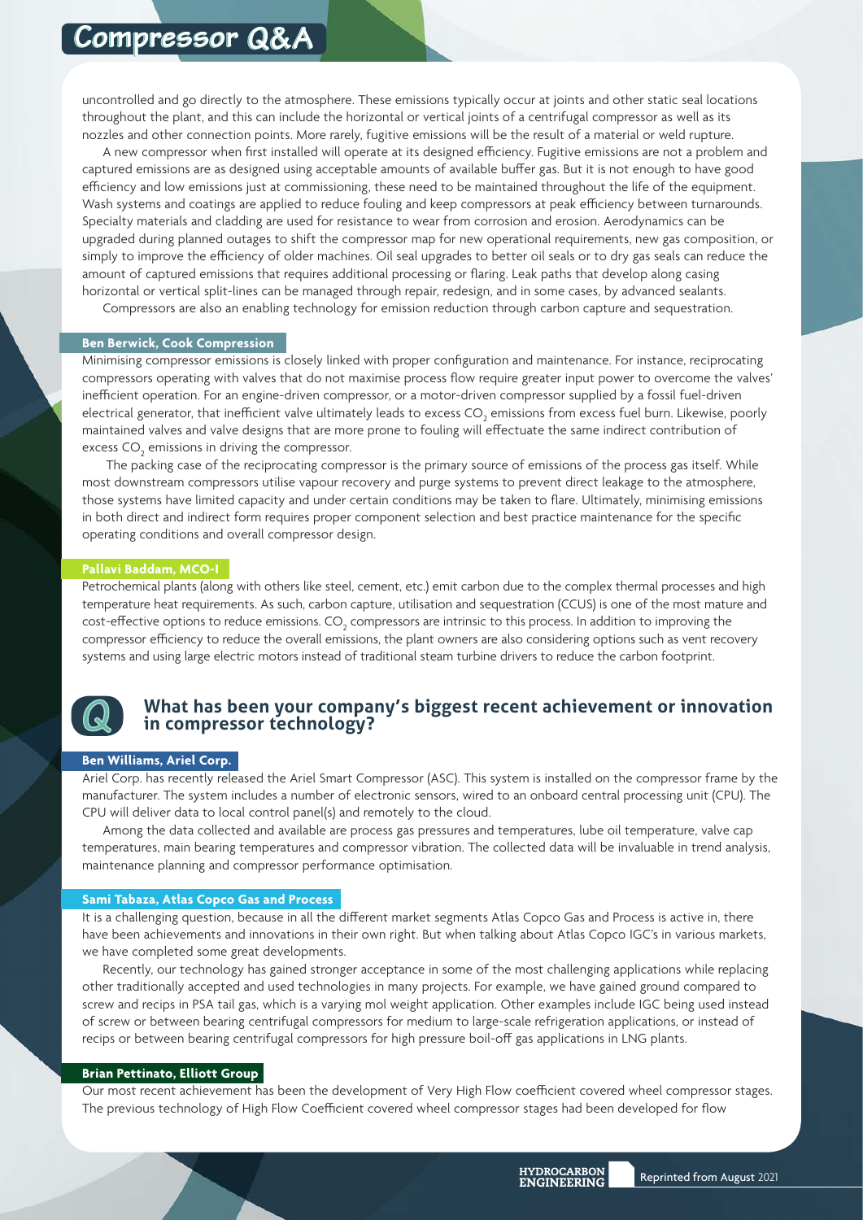uncontrolled and go directly to the atmosphere. These emissions typically occur at joints and other static seal locations throughout the plant, and this can include the horizontal or vertical joints of a centrifugal compressor as well as its nozzles and other connection points. More rarely, fugitive emissions will be the result of a material or weld rupture.

A new compressor when first installed will operate at its designed efficiency. Fugitive emissions are not a problem and captured emissions are as designed using acceptable amounts of available buffer gas. But it is not enough to have good efficiency and low emissions just at commissioning, these need to be maintained throughout the life of the equipment. Wash systems and coatings are applied to reduce fouling and keep compressors at peak efficiency between turnarounds. Specialty materials and cladding are used for resistance to wear from corrosion and erosion. Aerodynamics can be upgraded during planned outages to shift the compressor map for new operational requirements, new gas composition, or simply to improve the efficiency of older machines. Oil seal upgrades to better oil seals or to dry gas seals can reduce the amount of captured emissions that requires additional processing or flaring. Leak paths that develop along casing horizontal or vertical split-lines can be managed through repair, redesign, and in some cases, by advanced sealants.

Compressors are also an enabling technology for emission reduction through carbon capture and sequestration.

**Ben Berwick, Cook Compression**

Minimising compressor emissions is closely linked with proper configuration and maintenance. For instance, reciprocating compressors operating with valves that do not maximise process flow require greater input power to overcome the valves' inefficient operation. For an engine-driven compressor, or a motor-driven compressor supplied by a fossil fuel-driven electrical generator, that inefficient valve ultimately leads to excess $CO_2$ emissions from excess fuel burn. Likewise, poorly maintained valves and valve designs that are more prone to fouling will effectuate the same indirect contribution of excess $CO_2$ emissions in driving the compressor.

The packing case of the reciprocating compressor is the primary source of emissions of the process gas itself. While most downstream compressors utilise vapour recovery and purge systems to prevent direct leakage to the atmosphere, those systems have limited capacity and under certain conditions may be taken to flare. Ultimately, minimising emissions in both direct and indirect form requires proper component selection and best practice maintenance for the specific operating conditions and overall compressor design.

**Pallavi Baddam, MCO-I**

Petrochemical plants (along with others like steel, cement, etc.) emit carbon due to the complex thermal processes and high temperature heat requirements. As such, carbon capture, utilisation and sequestration (CCUS) is one of the most mature and cost-effective options to reduce emissions. $CO_2$ compressors are intrinsic to this process. In addition to improving the compressor efficiency to reduce the overall emissions, the plant owners are also considering options such as vent recovery systems and using large electric motors instead of traditional steam turbine drivers to reduce the carbon footprint.

## Q What has been your company's biggest recent achievement or innovation in compressor technology?

**Ben Williams, Ariel Corp.**

Ariel Corp. has recently released the Ariel Smart Compressor (ASC). This system is installed on the compressor frame by the manufacturer. The system includes a number of electronic sensors, wired to an onboard central processing unit (CPU). The CPU will deliver data to local control panel(s) and remotely to the cloud.

Among the data collected and available are process gas pressures and temperatures, lube oil temperature, valve cap temperatures, main bearing temperatures and compressor vibration. The collected data will be invaluable in trend analysis, maintenance planning and compressor performance optimisation.

**Sami Tabaza, Atlas Copco Gas and Process**

It is a challenging question, because in all the different market segments Atlas Copco Gas and Process is active in, there have been achievements and innovations in their own right. But when talking about Atlas Copco IGC's in various markets, we have completed some great developments.

Recently, our technology has gained stronger acceptance in some of the most challenging applications while replacing other traditionally accepted and used technologies in many projects. For example, we have gained ground compared to screw and recips in PSA tail gas, which is a varying mol weight application. Other examples include IGC being used instead of screw or between bearing centrifugal compressors for medium to large-scale refrigeration applications, or instead of recips or between bearing centrifugal compressors for high pressure boil-off gas applications in LNG plants.

**Brian Pettinato, Elliott Group**

Our most recent achievement has been the development of Very High Flow coefficient covered wheel compressor stages. The previous technology of High Flow Coefficient covered wheel compressor stages had been developed for flow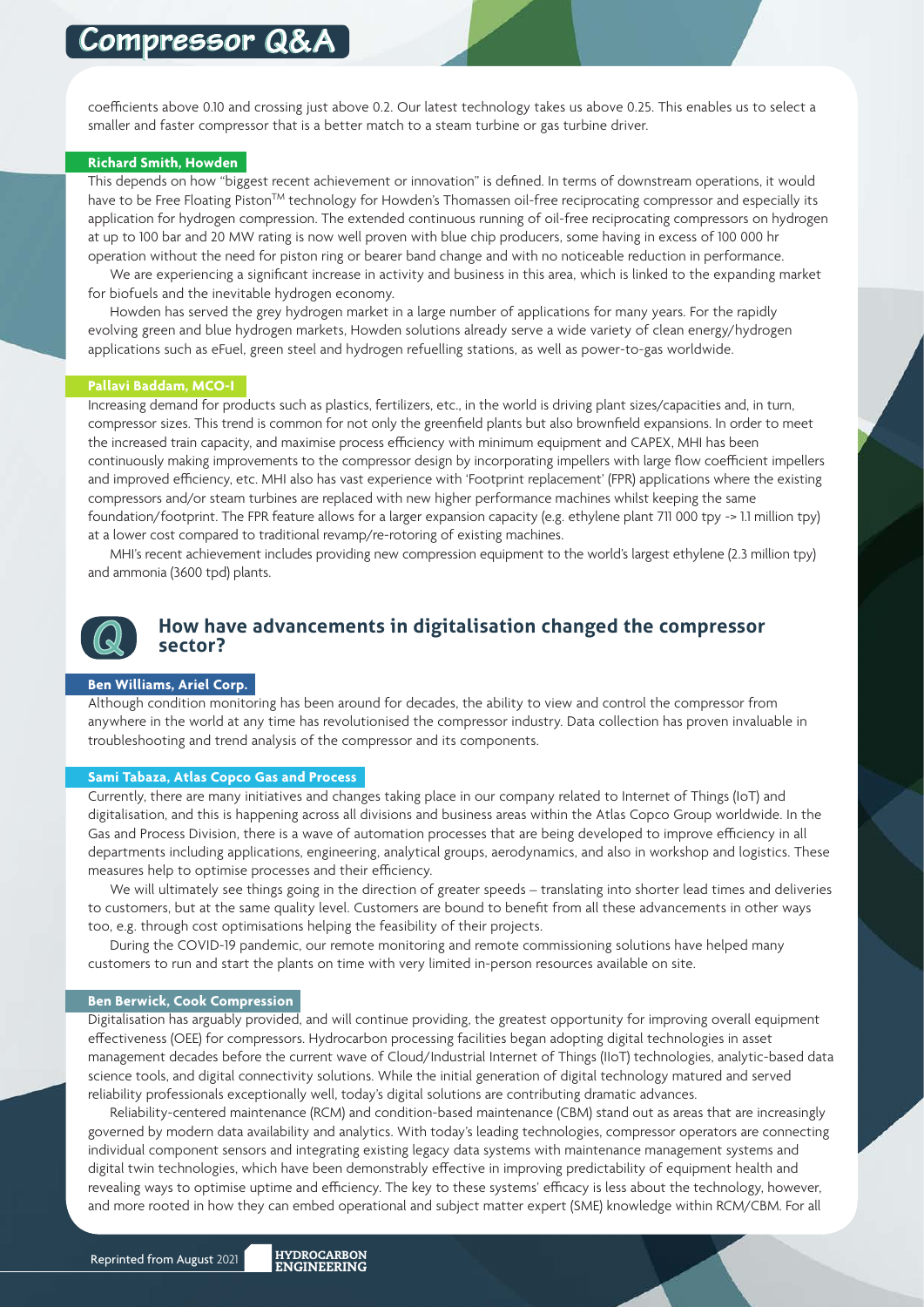coefficients above 0.10 and crossing just above 0.2. Our latest technology takes us above 0.25. This enables us to select a smaller and faster compressor that is a better match to a steam turbine or gas turbine driver.

**Richard Smith, Howden**

This depends on how "biggest recent achievement or innovation" is defined. In terms of downstream operations, it would have to be Free Floating Piston™ technology for Howden's Thomassen oil-free reciprocating compressor and especially its application for hydrogen compression. The extended continuous running of oil-free reciprocating compressors on hydrogen at up to 100 bar and 20 MW rating is now well proven with blue chip producers, some having in excess of 100 000 hr operation without the need for piston ring or bearer band change and with no noticeable reduction in performance.

We are experiencing a significant increase in activity and business in this area, which is linked to the expanding market for biofuels and the inevitable hydrogen economy.

Howden has served the grey hydrogen market in a large number of applications for many years. For the rapidly evolving green and blue hydrogen markets, Howden solutions already serve a wide variety of clean energy/hydrogen applications such as eFuel, green steel and hydrogen refuelling stations, as well as power-to-gas worldwide.

**Pallavi Baddam, MCO-I**

Increasing demand for products such as plastics, fertilizers, etc., in the world is driving plant sizes/capacities and, in turn, compressor sizes. This trend is common for not only the greenfield plants but also brownfield expansions. In order to meet the increased train capacity, and maximise process efficiency with minimum equipment and CAPEX, MHI has been continuously making improvements to the compressor design by incorporating impellers with large flow coefficient impellers and improved efficiency, etc. MHI also has vast experience with 'Footprint replacement' (FPR) applications where the existing compressors and/or steam turbines are replaced with new higher performance machines whilst keeping the same foundation/footprint. The FPR feature allows for a larger expansion capacity (e.g. ethylene plant 711 000 tpy -> 1.1 million tpy) at a lower cost compared to traditional revamp/re-rotoring of existing machines.

MHI's recent achievement includes providing new compression equipment to the world's largest ethylene (2.3 million tpy) and ammonia (3600 tpd) plants.

## Q How have advancements in digitalisation changed the compressor sector?

**Ben Williams, Ariel Corp.**

Although condition monitoring has been around for decades, the ability to view and control the compressor from anywhere in the world at any time has revolutionised the compressor industry. Data collection has proven invaluable in troubleshooting and trend analysis of the compressor and its components.

**Sami Tabaza, Atlas Copco Gas and Process**

Currently, there are many initiatives and changes taking place in our company related to Internet of Things (IoT) and digitalisation, and this is happening across all divisions and business areas within the Atlas Copco Group worldwide. In the Gas and Process Division, there is a wave of automation processes that are being developed to improve efficiency in all departments including applications, engineering, analytical groups, aerodynamics, and also in workshop and logistics. These measures help to optimise processes and their efficiency.

We will ultimately see things going in the direction of greater speeds – translating into shorter lead times and deliveries to customers, but at the same quality level. Customers are bound to benefit from all these advancements in other ways too, e.g. through cost optimisations helping the feasibility of their projects.

During the COVID-19 pandemic, our remote monitoring and remote commissioning solutions have helped many customers to run and start the plants on time with very limited in-person resources available on site.

**Ben Berwick, Cook Compression**

Digitalisation has arguably provided, and will continue providing, the greatest opportunity for improving overall equipment effectiveness (OEE) for compressors. Hydrocarbon processing facilities began adopting digital technologies in asset management decades before the current wave of Cloud/Industrial Internet of Things (IIoT) technologies, analytic-based data science tools, and digital connectivity solutions. While the initial generation of digital technology matured and served reliability professionals exceptionally well, today's digital solutions are contributing dramatic advances.

Reliability-centered maintenance (RCM) and condition-based maintenance (CBM) stand out as areas that are increasingly governed by modern data availability and analytics. With today's leading technologies, compressor operators are connecting individual component sensors and integrating existing legacy data systems with maintenance management systems and digital twin technologies, which have been demonstrably effective in improving predictability of equipment health and revealing ways to optimise uptime and efficiency. The key to these systems' efficacy is less about the technology, however, and more rooted in how they can embed operational and subject matter expert (SME) knowledge within RCM/CBM. For all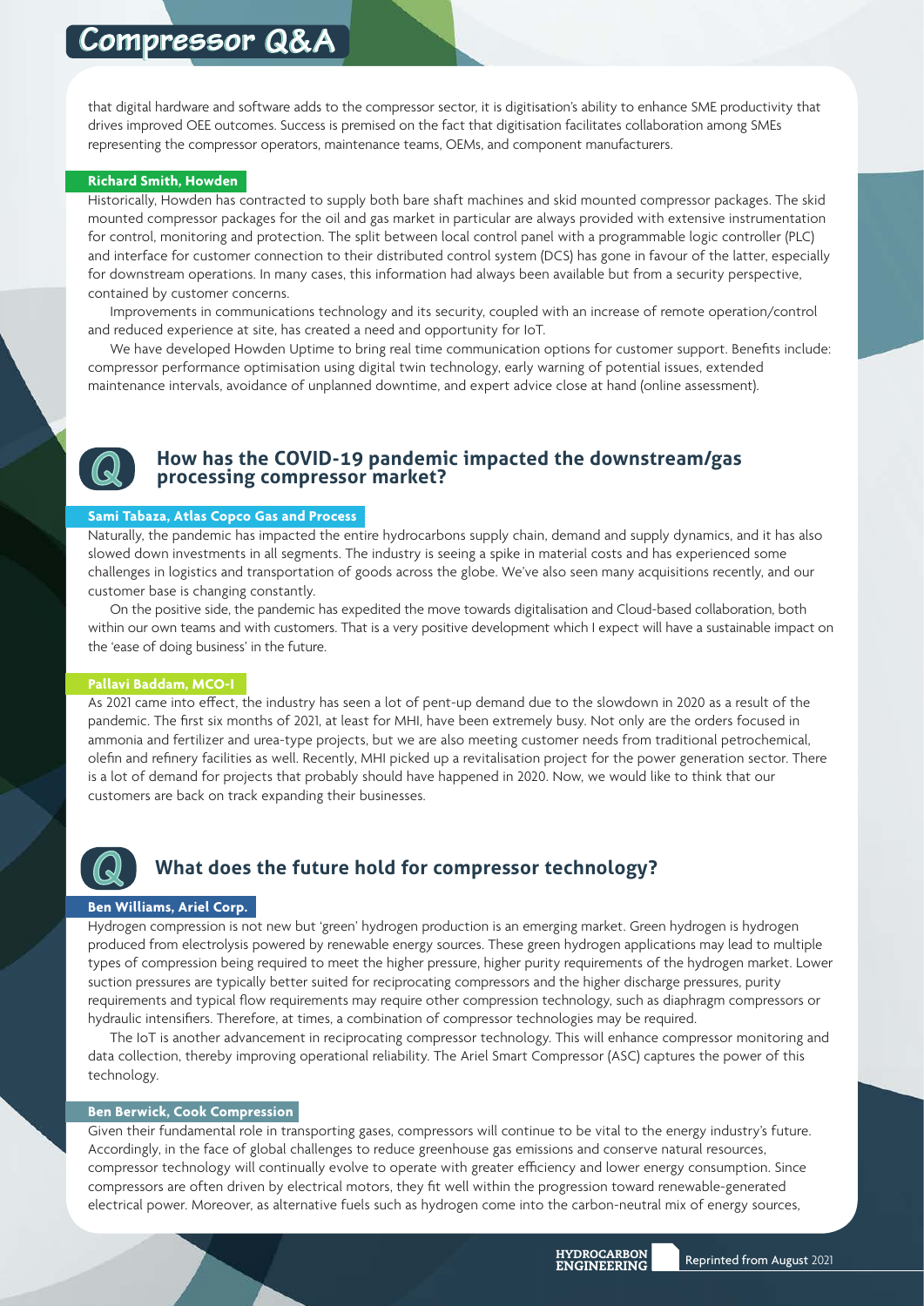that digital hardware and software adds to the compressor sector, it is digitisation's ability to enhance SME productivity that drives improved OEE outcomes. Success is premised on the fact that digitisation facilitates collaboration among SMEs representing the compressor operators, maintenance teams, OEMs, and component manufacturers.

**Richard Smith, Howden**

Historically, Howden has contracted to supply both bare shaft machines and skid mounted compressor packages. The skid mounted compressor packages for the oil and gas market in particular are always provided with extensive instrumentation for control, monitoring and protection. The split between local control panel with a programmable logic controller (PLC) and interface for customer connection to their distributed control system (DCS) has gone in favour of the latter, especially for downstream operations. In many cases, this information had always been available but from a security perspective, contained by customer concerns.

Improvements in communications technology and its security, coupled with an increase of remote operation/control and reduced experience at site, has created a need and opportunity for IoT.

We have developed Howden Uptime to bring real time communication options for customer support. Benefits include: compressor performance optimisation using digital twin technology, early warning of potential issues, extended maintenance intervals, avoidance of unplanned downtime, and expert advice close at hand (online assessment).

## How has the COVID-19 pandemic impacted the downstream/gas processing compressor market?

**Sami Tabaza, Atlas Copco Gas and Process**

Naturally, the pandemic has impacted the entire hydrocarbons supply chain, demand and supply dynamics, and it has also slowed down investments in all segments. The industry is seeing a spike in material costs and has experienced some challenges in logistics and transportation of goods across the globe. We've also seen many acquisitions recently, and our customer base is changing constantly.

On the positive side, the pandemic has expedited the move towards digitalisation and Cloud-based collaboration, both within our own teams and with customers. That is a very positive development which I expect will have a sustainable impact on the 'ease of doing business' in the future.

**Pallavi Baddam, MCO-I**

As 2021 came into effect, the industry has seen a lot of pent-up demand due to the slowdown in 2020 as a result of the pandemic. The first six months of 2021, at least for MHI, have been extremely busy. Not only are the orders focused in ammonia and fertilizer and urea-type projects, but we are also meeting customer needs from traditional petrochemical, olefin and refinery facilities as well. Recently, MHI picked up a revitalisation project for the power generation sector. There is a lot of demand for projects that probably should have happened in 2020. Now, we would like to think that our customers are back on track expanding their businesses.

## What does the future hold for compressor technology?

**Ben Williams, Ariel Corp.**

Hydrogen compression is not new but 'green' hydrogen production is an emerging market. Green hydrogen is hydrogen produced from electrolysis powered by renewable energy sources. These green hydrogen applications may lead to multiple types of compression being required to meet the higher pressure, higher purity requirements of the hydrogen market. Lower suction pressures are typically better suited for reciprocating compressors and the higher discharge pressures, purity requirements and typical flow requirements may require other compression technology, such as diaphragm compressors or hydraulic intensifiers. Therefore, at times, a combination of compressor technologies may be required.

The IoT is another advancement in reciprocating compressor technology. This will enhance compressor monitoring and data collection, thereby improving operational reliability. The Ariel Smart Compressor (ASC) captures the power of this technology.

**Ben Berwick, Cook Compression**

Given their fundamental role in transporting gases, compressors will continue to be vital to the energy industry's future. Accordingly, in the face of global challenges to reduce greenhouse gas emissions and conserve natural resources, compressor technology will continually evolve to operate with greater efficiency and lower energy consumption. Since compressors are often driven by electrical motors, they fit well within the progression toward renewable-generated electrical power. Moreover, as alternative fuels such as hydrogen come into the carbon-neutral mix of energy sources,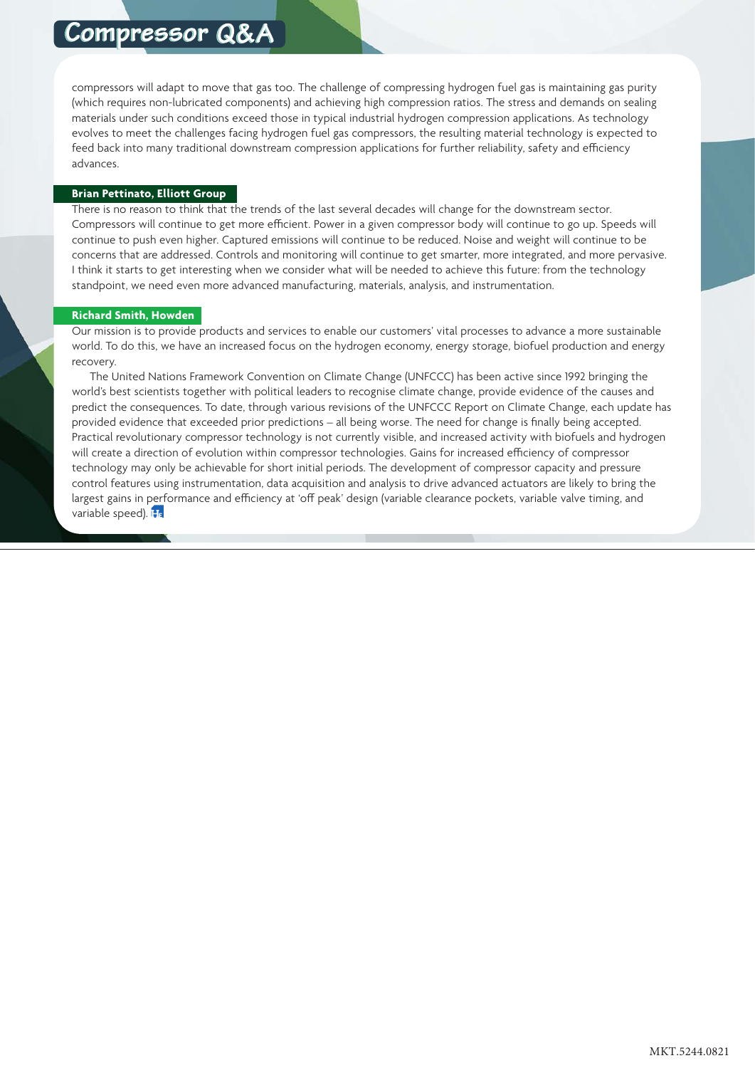compressors will adapt to move that gas too. The challenge of compressing hydrogen fuel gas is maintaining gas purity (which requires non-lubricated components) and achieving high compression ratios. The stress and demands on sealing materials under such conditions exceed those in typical industrial hydrogen compression applications. As technology evolves to meet the challenges facing hydrogen fuel gas compressors, the resulting material technology is expected to feed back into many traditional downstream compression applications for further reliability, safety and efficiency advances.

**Brian Pettinato, Elliott Group**

There is no reason to think that the trends of the last several decades will change for the downstream sector. Compressors will continue to get more efficient. Power in a given compressor body will continue to go up. Speeds will continue to push even higher. Captured emissions will continue to be reduced. Noise and weight will continue to be concerns that are addressed. Controls and monitoring will continue to get smarter, more integrated, and more pervasive. I think it starts to get interesting when we consider what will be needed to achieve this future: from the technology standpoint, we need even more advanced manufacturing, materials, analysis, and instrumentation.

**Richard Smith, Howden**

Our mission is to provide products and services to enable our customers' vital processes to advance a more sustainable world. To do this, we have an increased focus on the hydrogen economy, energy storage, biofuel production and energy recovery.

The United Nations Framework Convention on Climate Change (UNFCCC) has been active since 1992 bringing the world's best scientists together with political leaders to recognise climate change, provide evidence of the causes and predict the consequences. To date, through various revisions of the UNFCCC Report on Climate Change, each update has provided evidence that exceeded prior predictions – all being worse. The need for change is finally being accepted. Practical revolutionary compressor technology is not currently visible, and increased activity with biofuels and hydrogen will create a direction of evolution within compressor technologies. Gains for increased efficiency of compressor technology may only be achievable for short initial periods. The development of compressor capacity and pressure control features using instrumentation, data acquisition and analysis to drive advanced actuators are likely to bring the largest gains in performance and efficiency at 'off peak' design (variable clearance pockets, variable valve timing, and variable speed).

MKT.5244.0821